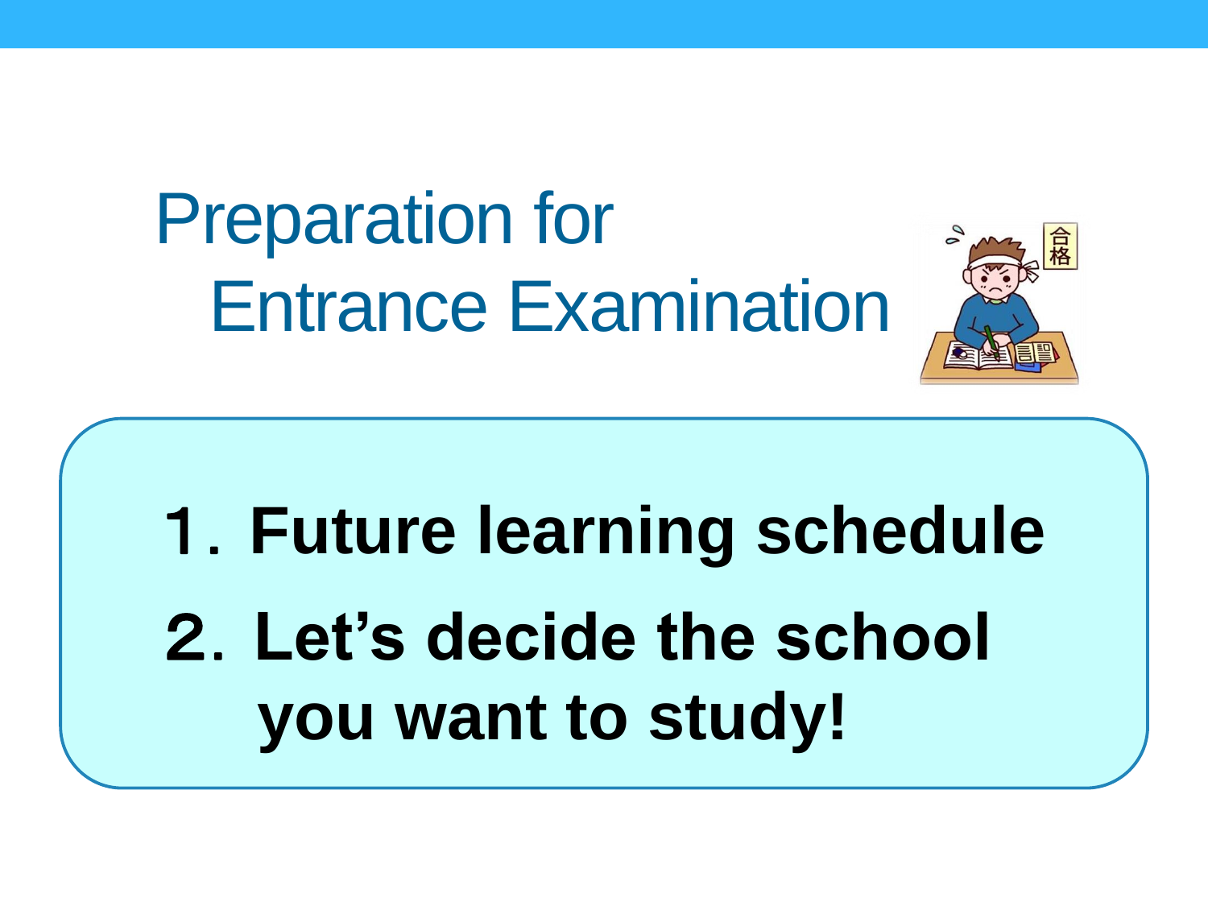# Preparation for Entrance Examination

1. **Future learning schedule**
2. **Let's decide the school you want to study!**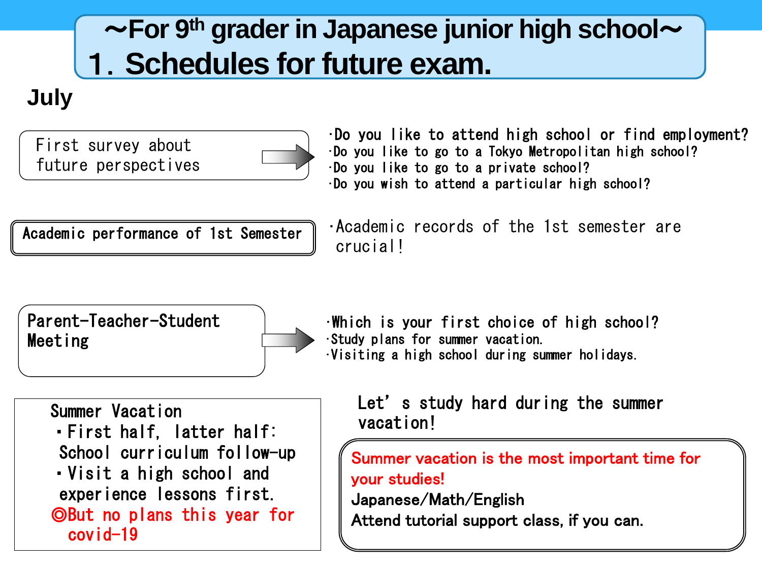# ～For 9th grader in Japanese junior high school～

# 1．Schedules for future exam.

## July

**First survey about future perspectives**

- Do you like to attend high school or find employment?
- Do you like to go to a Tokyo Metropolitan high school?
- Do you like to go to a private school?
- Do you wish to attend a particular high school?

**Academic performance of 1st Semester**

- Academic records of the 1st semester are crucial!

**Parent-Teacher-Student Meeting**

- Which is your first choice of high school?
- Study plans for summer vacation.
- Visiting a high school during summer holidays.

**Summer Vacation**

- First half, latter half: School curriculum follow-up
- Visit a high school and experience lessons first.

◎But no plans this year for covid-19

Let' s study hard during the summer vacation!

Summer vacation is the most important time for your studies!

Japanese/Math/English

Attend tutorial support class, if you can.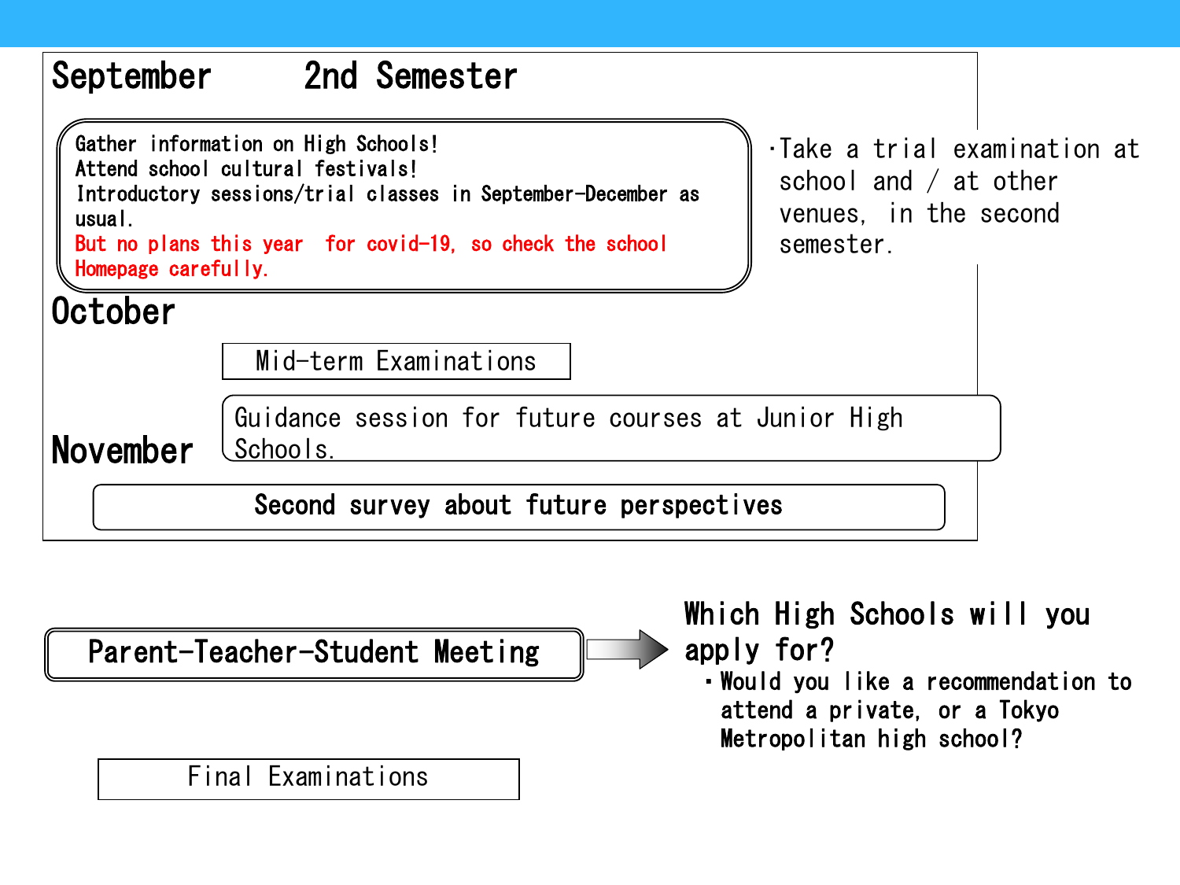## September　　2nd Semester

Gather information on High Schools!
Attend school cultural festivals!
Introductory sessions/trial classes in September-December as usual.
But no plans this year for covid-19, so check the school Homepage carefully.

・Take a trial examination at school and / at other venues, in the second semester.

## October

Mid-term Examinations

## November

Guidance session for future courses at Junior High Schools.

Second survey about future perspectives

Parent-Teacher-Student Meeting → **Which High Schools will you apply for?**

- Would you like a recommendation to attend a private, or a Tokyo Metropolitan high school?

Final Examinations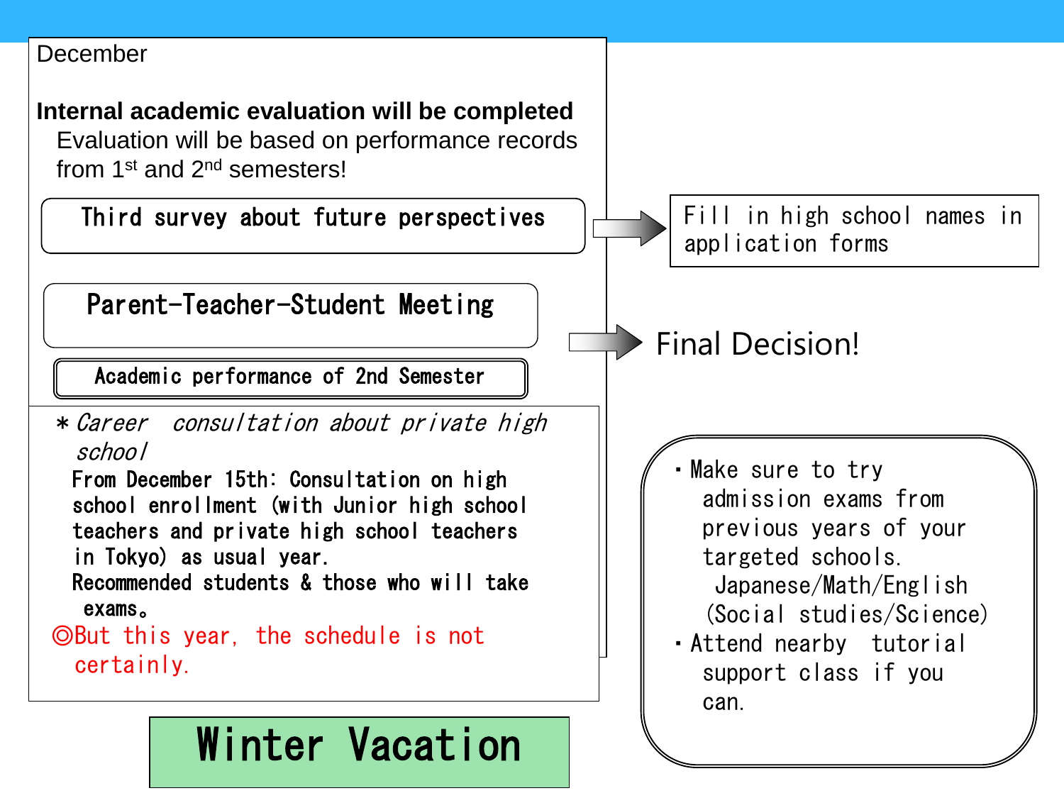December

**Internal academic evaluation will be completed**

Evaluation will be based on performance records from 1st and 2nd semesters!

Third survey about future perspectives → Fill in high school names in application forms

Parent-Teacher-Student Meeting → Final Decision!

Academic performance of 2nd Semester

＊*Career consultation about private high school*

From December 15th: Consultation on high school enrollment (with Junior high school teachers and private high school teachers in Tokyo) as usual year.

Recommended students & those who will take exams。

◎But this year, the schedule is not certainly.

- Make sure to try admission exams from previous years of your targeted schools.
  Japanese/Math/English (Social studies/Science)
- Attend nearby tutorial support class if you can.

**Winter Vacation**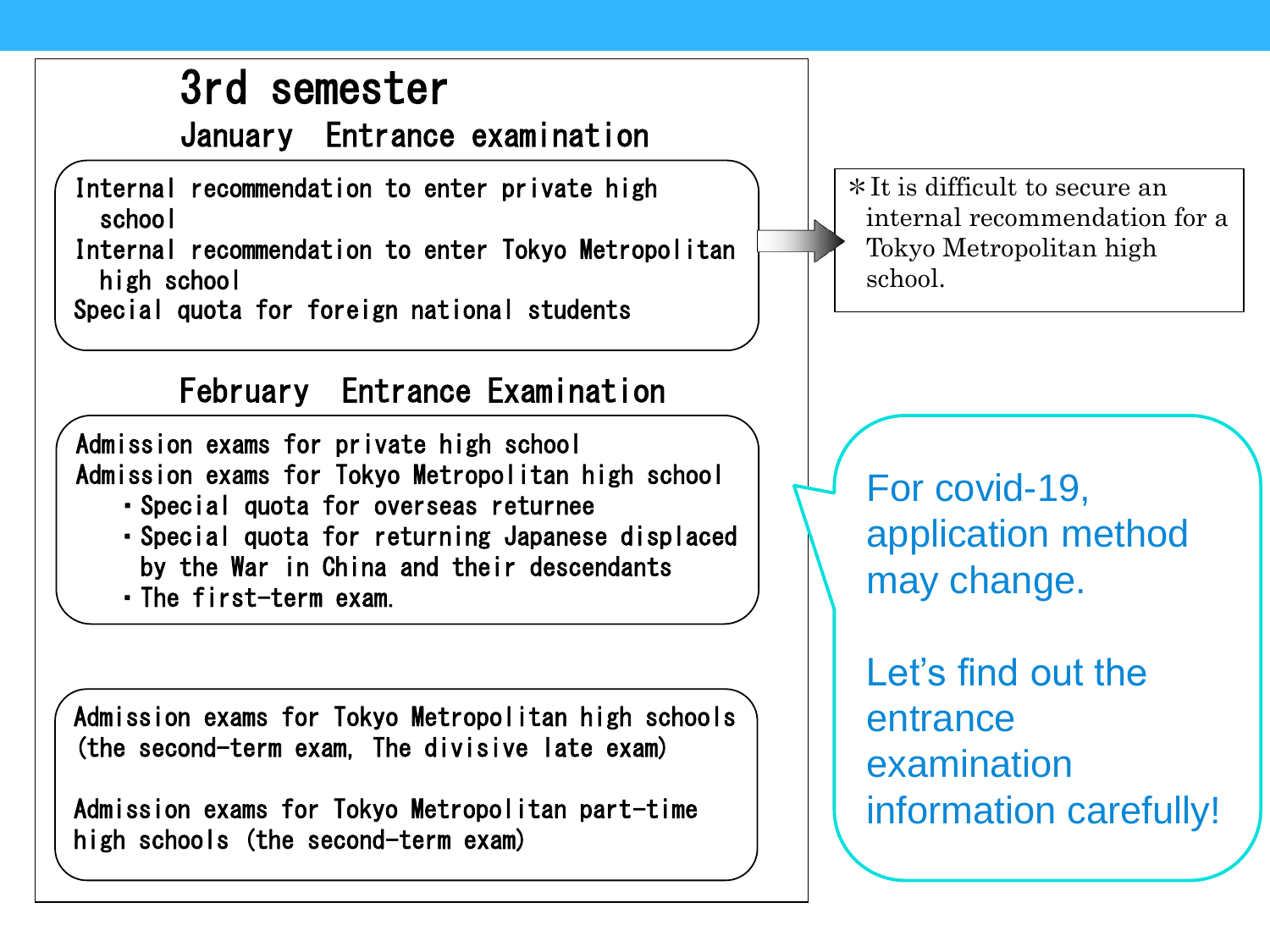# 3rd semester

## January Entrance examination

Internal recommendation to enter private high school
Internal recommendation to enter Tokyo Metropolitan high school
Special quota for foreign national students

＊It is difficult to secure an internal recommendation for a Tokyo Metropolitan high school.

## February Entrance Examination

Admission exams for private high school
Admission exams for Tokyo Metropolitan high school
- Special quota for overseas returnee
- Special quota for returning Japanese displaced by the War in China and their descendants
- The first-term exam.

Admission exams for Tokyo Metropolitan high schools (the second-term exam, The divisive late exam)

Admission exams for Tokyo Metropolitan part-time high schools (the second-term exam)

For covid-19, application method may change.

Let's find out the entrance examination information carefully!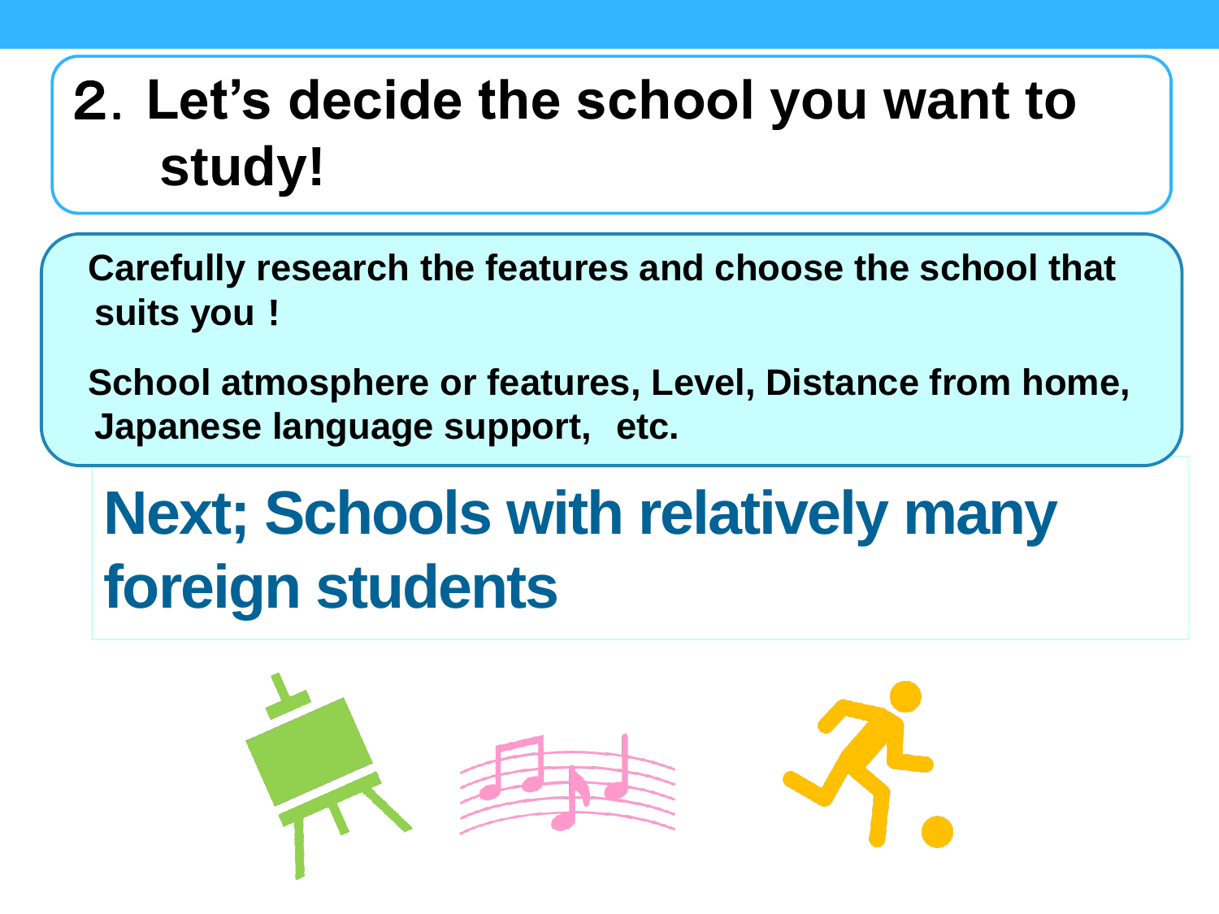## 2. Let's decide the school you want to study!

**Carefully research the features and choose the school that suits you！**

**School atmosphere or features, Level, Distance from home, Japanese language support,  etc.**

## Next; Schools with relatively many foreign students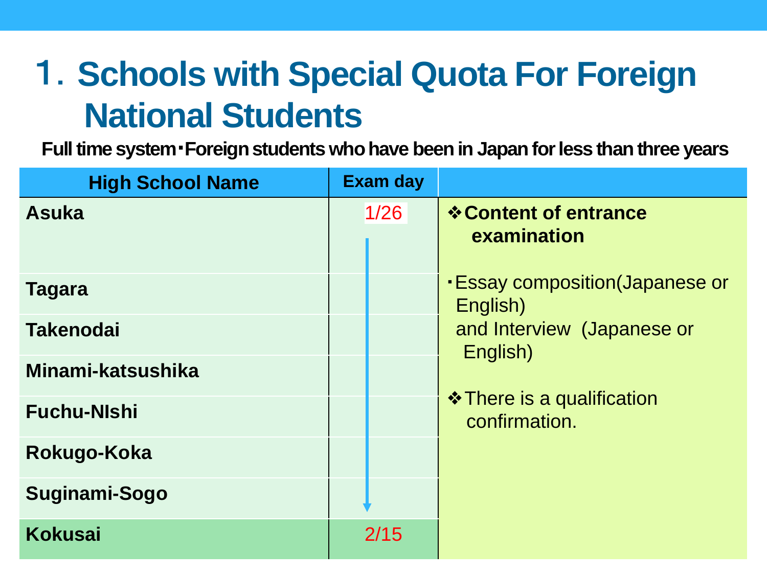# 1. Schools with Special Quota For Foreign National Students

**Full time system・Foreign students who have been in Japan for less than three years**

| High School Name | Exam day | |
|---|---|---|
| **Asuka** | 1/26 | ❖**Content of entrance examination** |
| **Tagara** | ↓ | ・Essay composition(Japanese or English) and Interview (Japanese or English) |
| **Takenodai** | ↓ | |
| **Minami-katsushika** | ↓ | |
| **Fuchu-NIshi** | ↓ | ❖There is a qualification confirmation. |
| **Rokugo-Koka** | ↓ | |
| **Suginami-Sogo** | ↓ | |
| **Kokusai** | 2/15 | |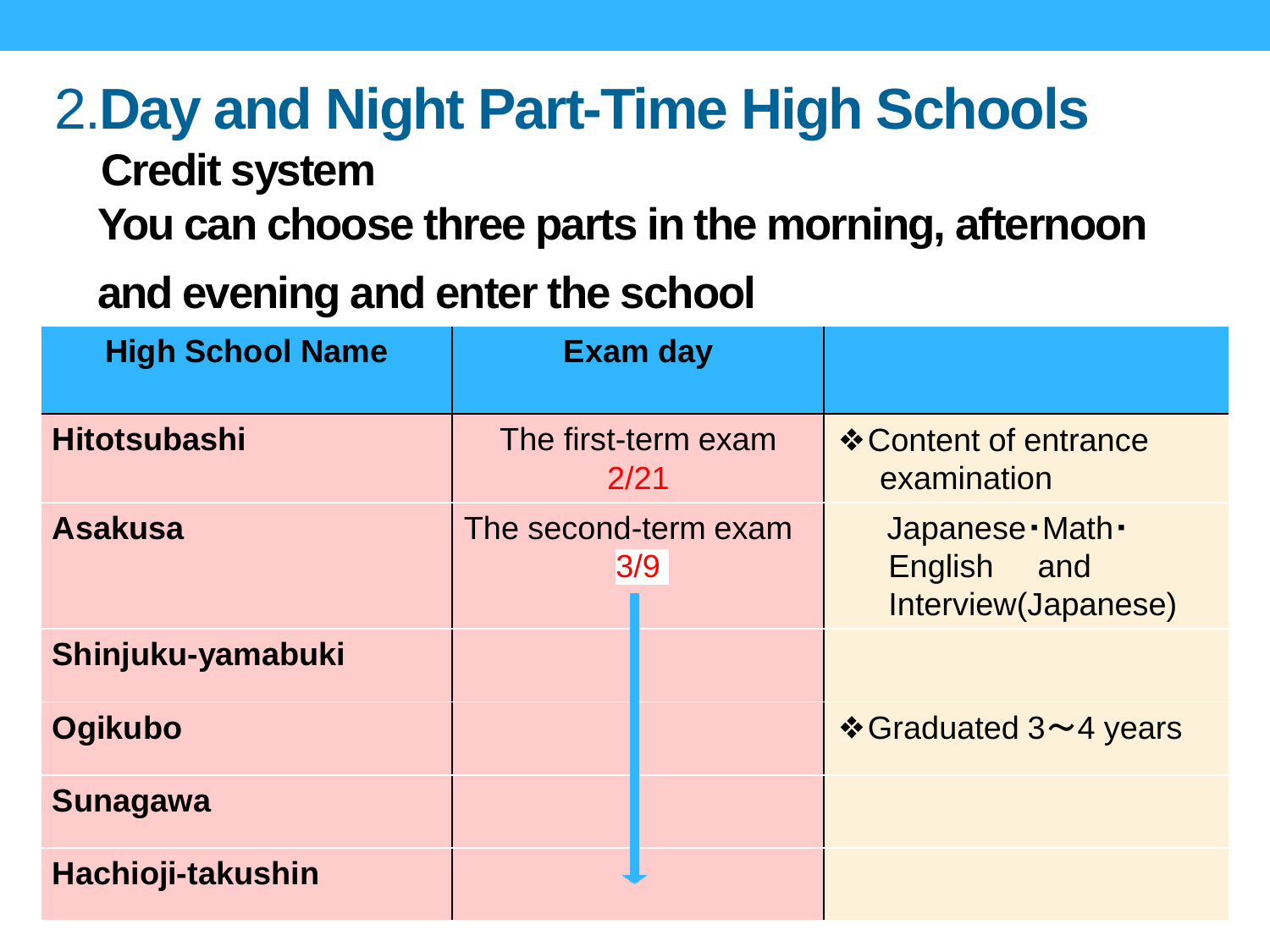## 2.Day and Night Part-Time High Schools

**Credit system**

**You can choose three parts in the morning, afternoon and evening and enter the school**

| High School Name | Exam day | |
|---|---|---|
| **Hitotsubashi** | The first-term exam 2/21 | ❖Content of entrance examination |
| **Asakusa** | The second-term exam 3/9 | Japanese・Math・English and Interview(Japanese) |
| **Shinjuku-yamabuki** | ↓ | |
| **Ogikubo** | ↓ | ❖Graduated 3～4 years |
| **Sunagawa** | ↓ | |
| **Hachioji-takushin** | ↓ | |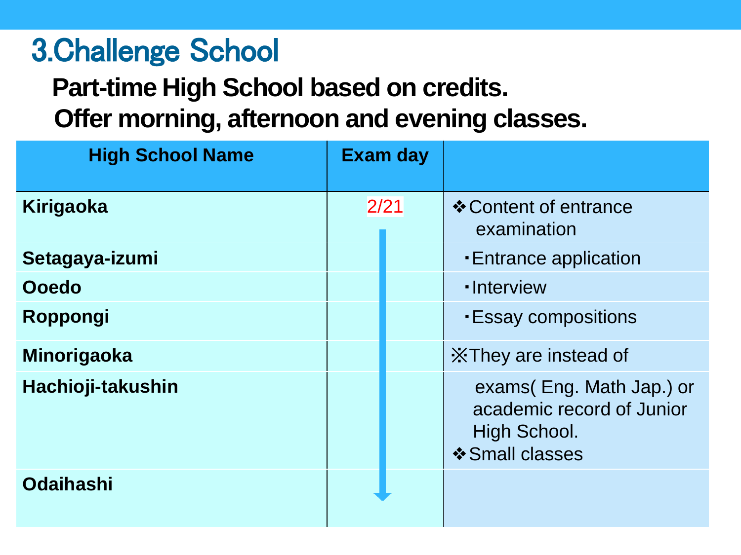# 3.Challenge School

**Part-time High School based on credits.**
**Offer morning, afternoon and evening classes.**

| High School Name | Exam day | |
|---|---|---|
| **Kirigaoka** | 2/21 | ❖Content of entrance examination |
| **Setagaya-izumi** | | ・Entrance application |
| **Ooedo** | | ・Interview |
| **Roppongi** | | ・Essay compositions |
| **Minorigaoka** | | ※They are instead of |
| **Hachioji-takushin** | | exams( Eng. Math Jap.) or academic record of Junior High School. ❖Small classes |
| **Odaihashi** | | |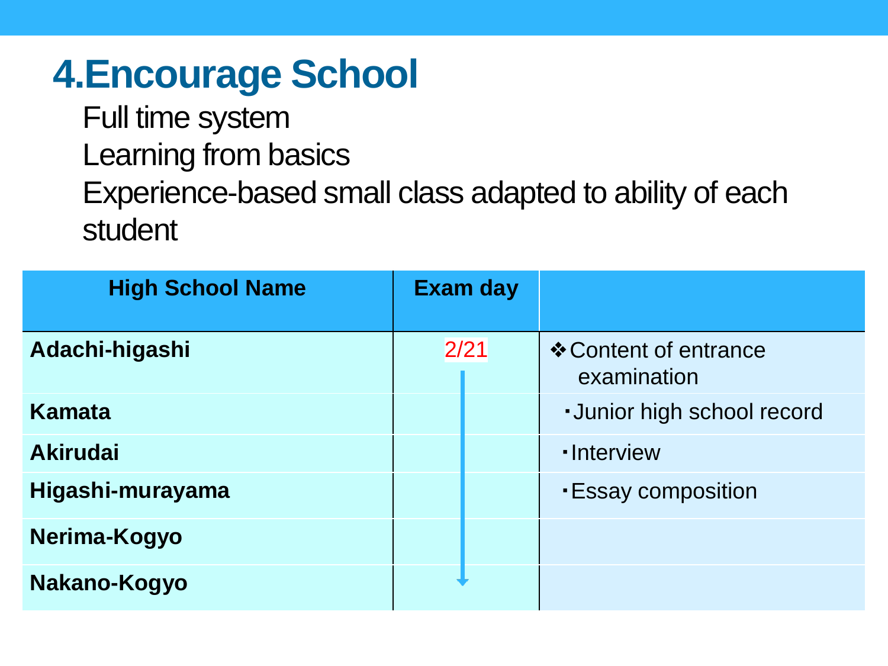# 4.Encourage School

Full time system

Learning from basics

Experience-based small class adapted to ability of each student

| High School Name | Exam day | |
|---|---|---|
| Adachi-higashi | 2/21 | ❖Content of entrance examination |
| Kamata | ↓ | ・Junior high school record |
| Akirudai | ↓ | ・Interview |
| Higashi-murayama | ↓ | ・Essay composition |
| Nerima-Kogyo | ↓ | |
| Nakano-Kogyo | ↓ | |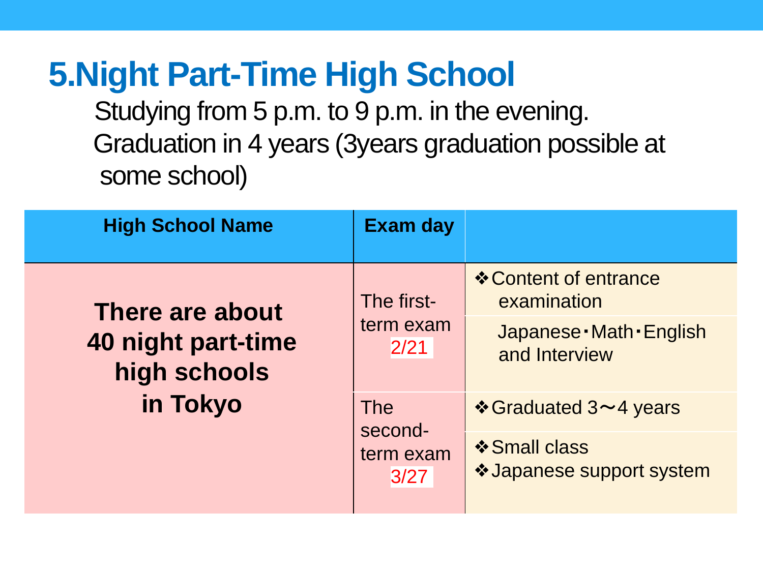# 5.Night Part-Time High School

Studying from 5 p.m. to 9 p.m. in the evening.
Graduation in 4 years (3years graduation possible at some school)

| High School Name | Exam day | |
|---|---|---|
| There are about 40 night part-time high schools in Tokyo | The first-term exam 2/21 | ❖Content of entrance examination<br>Japanese・Math・English and Interview |
| | The second-term exam 3/27 | ❖Graduated 3～4 years<br>❖Small class<br>❖Japanese support system |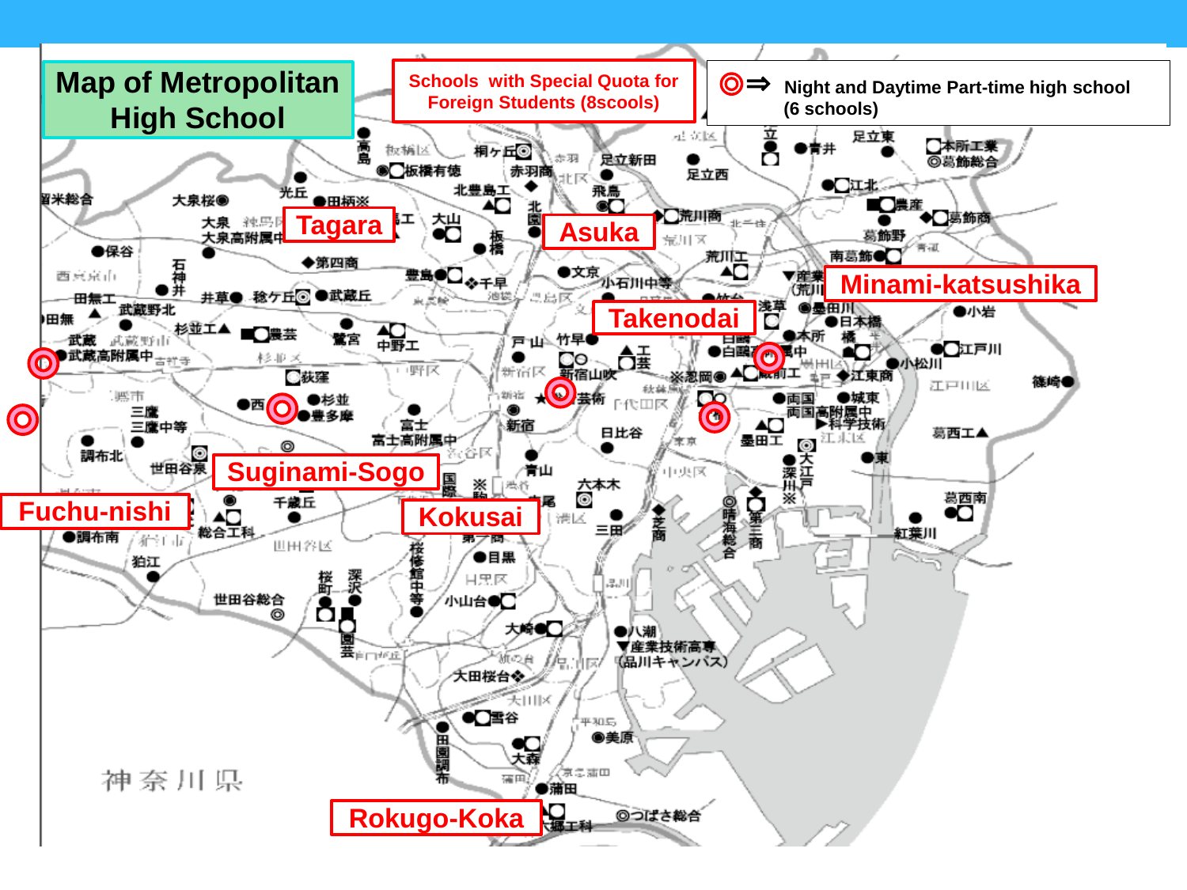# Map of Metropolitan High School

Schools with Special Quota for Foreign Students (8scools)

◎⇒ Night and Daytime Part-time high school (6 schools)

Tagara

Asuka

Minami-katsushika

Takenodai

Suginami-Sogo

Fuchu-nishi

Kokusai

Rokugo-Koka